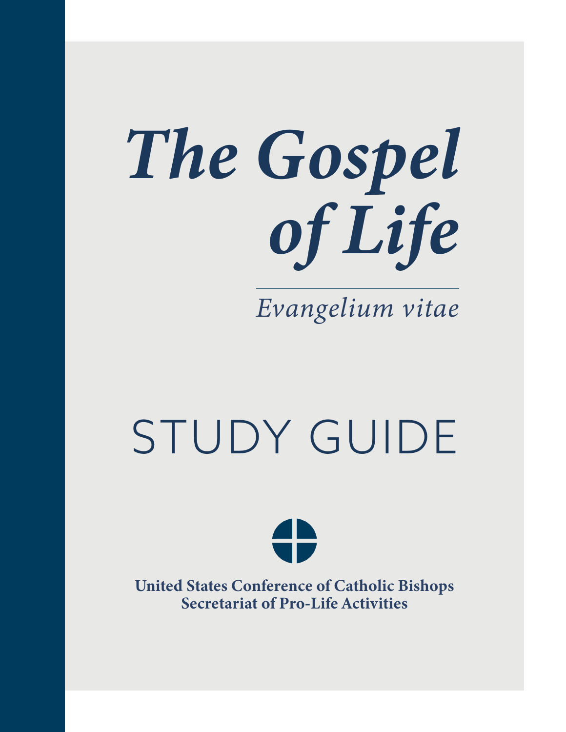# *The Gospel of Life*

*Evangelium vitae*

# STUDY GUIDE

**United States Conference of Catholic Bishops**
**Secretariat of Pro-Life Activities**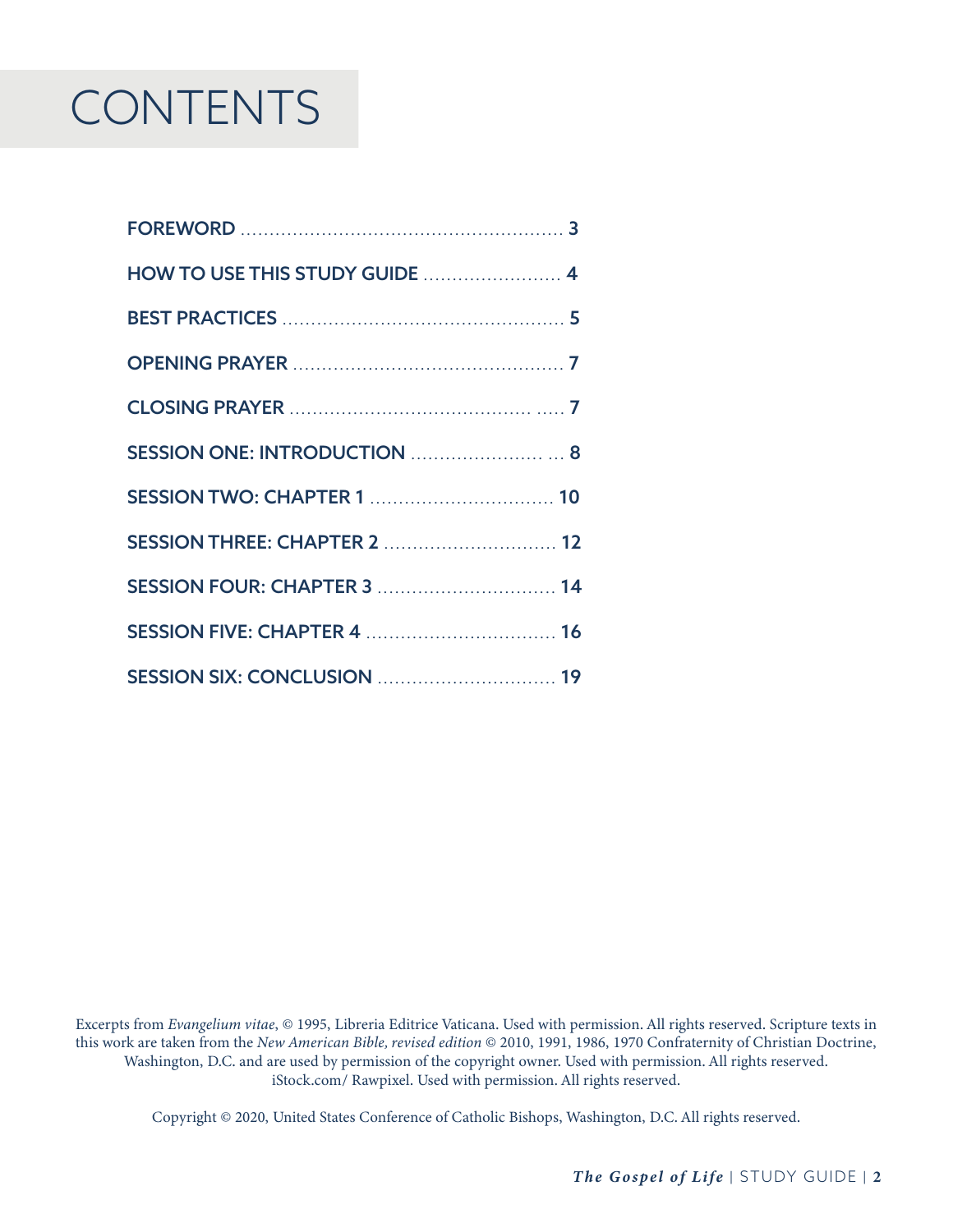# CONTENTS

| | |
|---|---|
| **FOREWORD** | **3** |
| **HOW TO USE THIS STUDY GUIDE** | **4** |
| **BEST PRACTICES** | **5** |
| **OPENING PRAYER** | **7** |
| **CLOSING PRAYER** | **7** |
| **SESSION ONE: INTRODUCTION** | **8** |
| **SESSION TWO: CHAPTER 1** | **10** |
| **SESSION THREE: CHAPTER 2** | **12** |
| **SESSION FOUR: CHAPTER 3** | **14** |
| **SESSION FIVE: CHAPTER 4** | **16** |
| **SESSION SIX: CONCLUSION** | **19** |

Excerpts from *Evangelium vitae*, © 1995, Libreria Editrice Vaticana. Used with permission. All rights reserved. Scripture texts in this work are taken from the *New American Bible, revised edition* © 2010, 1991, 1986, 1970 Confraternity of Christian Doctrine, Washington, D.C. and are used by permission of the copyright owner. Used with permission. All rights reserved. iStock.com/ Rawpixel. Used with permission. All rights reserved.

Copyright © 2020, United States Conference of Catholic Bishops, Washington, D.C. All rights reserved.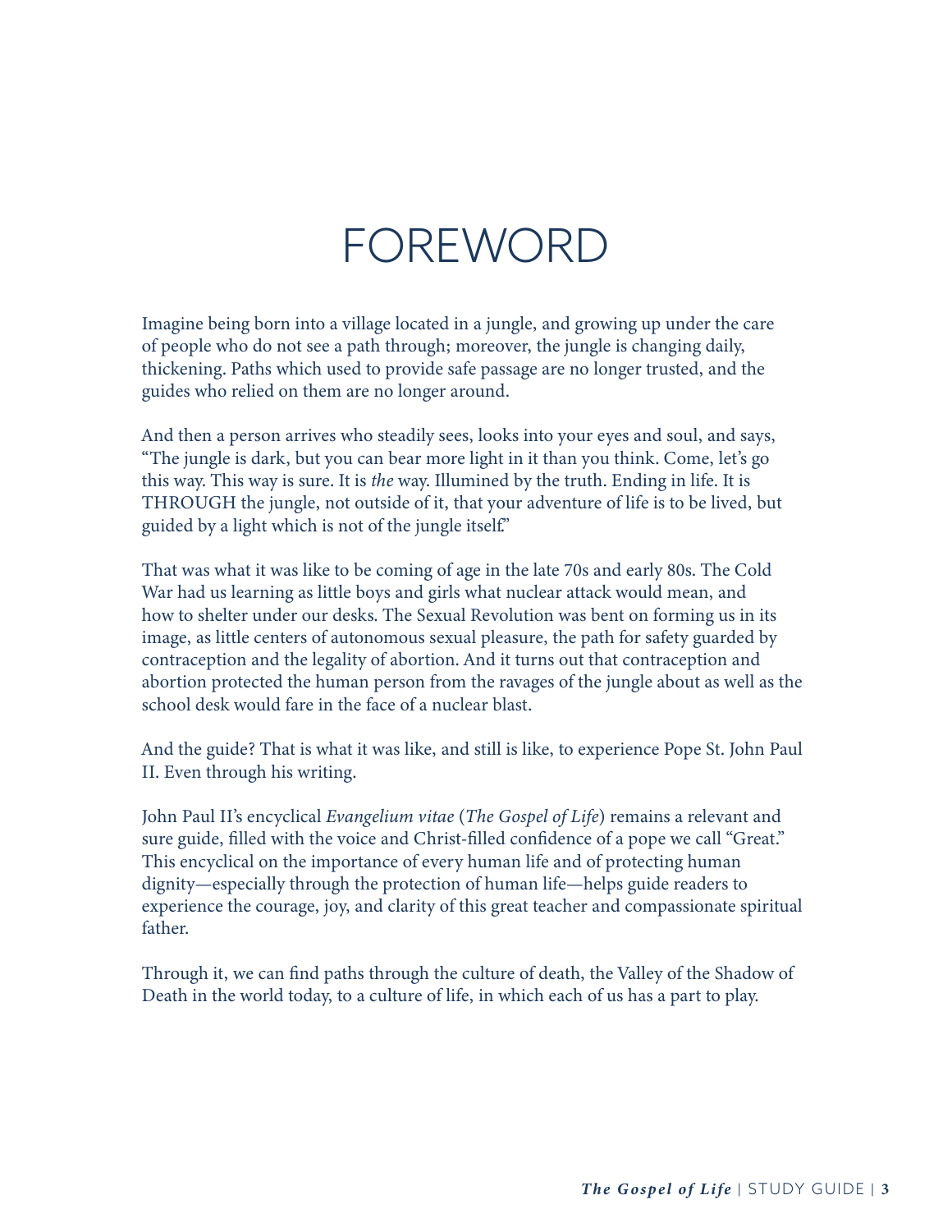# FOREWORD

Imagine being born into a village located in a jungle, and growing up under the care of people who do not see a path through; moreover, the jungle is changing daily, thickening. Paths which used to provide safe passage are no longer trusted, and the guides who relied on them are no longer around.

And then a person arrives who steadily sees, looks into your eyes and soul, and says, "The jungle is dark, but you can bear more light in it than you think. Come, let's go this way. This way is sure. It is *the* way. Illumined by the truth. Ending in life. It is THROUGH the jungle, not outside of it, that your adventure of life is to be lived, but guided by a light which is not of the jungle itself."

That was what it was like to be coming of age in the late 70s and early 80s. The Cold War had us learning as little boys and girls what nuclear attack would mean, and how to shelter under our desks. The Sexual Revolution was bent on forming us in its image, as little centers of autonomous sexual pleasure, the path for safety guarded by contraception and the legality of abortion. And it turns out that contraception and abortion protected the human person from the ravages of the jungle about as well as the school desk would fare in the face of a nuclear blast.

And the guide? That is what it was like, and still is like, to experience Pope St. John Paul II. Even through his writing.

John Paul II's encyclical *Evangelium vitae* (*The Gospel of Life*) remains a relevant and sure guide, filled with the voice and Christ-filled confidence of a pope we call "Great." This encyclical on the importance of every human life and of protecting human dignity—especially through the protection of human life—helps guide readers to experience the courage, joy, and clarity of this great teacher and compassionate spiritual father.

Through it, we can find paths through the culture of death, the Valley of the Shadow of Death in the world today, to a culture of life, in which each of us has a part to play.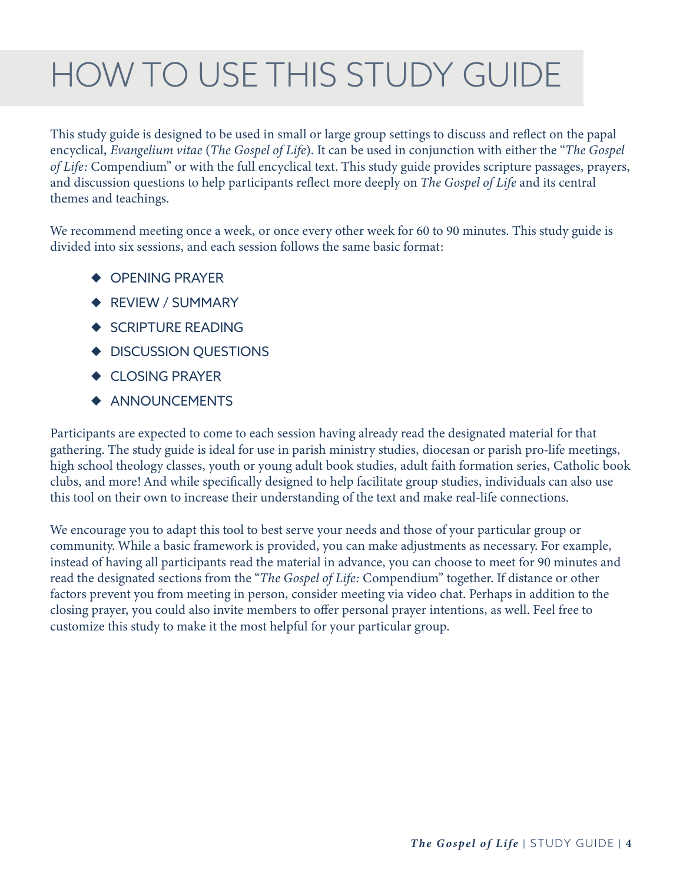# HOW TO USE THIS STUDY GUIDE

This study guide is designed to be used in small or large group settings to discuss and reflect on the papal encyclical, *Evangelium vitae* (*The Gospel of Life*). It can be used in conjunction with either the "*The Gospel of Life:* Compendium" or with the full encyclical text. This study guide provides scripture passages, prayers, and discussion questions to help participants reflect more deeply on *The Gospel of Life* and its central themes and teachings.

We recommend meeting once a week, or once every other week for 60 to 90 minutes. This study guide is divided into six sessions, and each session follows the same basic format:

- OPENING PRAYER
- REVIEW / SUMMARY
- SCRIPTURE READING
- DISCUSSION QUESTIONS
- CLOSING PRAYER
- ANNOUNCEMENTS

Participants are expected to come to each session having already read the designated material for that gathering. The study guide is ideal for use in parish ministry studies, diocesan or parish pro-life meetings, high school theology classes, youth or young adult book studies, adult faith formation series, Catholic book clubs, and more! And while specifically designed to help facilitate group studies, individuals can also use this tool on their own to increase their understanding of the text and make real-life connections.

We encourage you to adapt this tool to best serve your needs and those of your particular group or community. While a basic framework is provided, you can make adjustments as necessary. For example, instead of having all participants read the material in advance, you can choose to meet for 90 minutes and read the designated sections from the "*The Gospel of Life:* Compendium" together. If distance or other factors prevent you from meeting in person, consider meeting via video chat. Perhaps in addition to the closing prayer, you could also invite members to offer personal prayer intentions, as well. Feel free to customize this study to make it the most helpful for your particular group.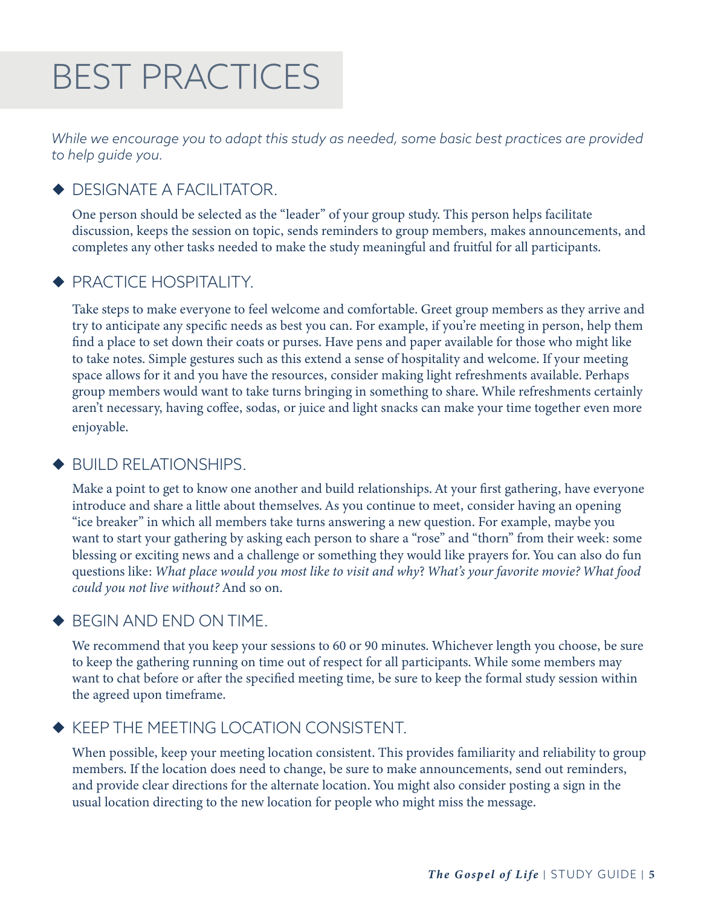# BEST PRACTICES

*While we encourage you to adapt this study as needed, some basic best practices are provided to help guide you.*

## ◆ DESIGNATE A FACILITATOR.

One person should be selected as the "leader" of your group study. This person helps facilitate discussion, keeps the session on topic, sends reminders to group members, makes announcements, and completes any other tasks needed to make the study meaningful and fruitful for all participants.

## ◆ PRACTICE HOSPITALITY.

Take steps to make everyone to feel welcome and comfortable. Greet group members as they arrive and try to anticipate any specific needs as best you can. For example, if you're meeting in person, help them find a place to set down their coats or purses. Have pens and paper available for those who might like to take notes. Simple gestures such as this extend a sense of hospitality and welcome. If your meeting space allows for it and you have the resources, consider making light refreshments available. Perhaps group members would want to take turns bringing in something to share. While refreshments certainly aren't necessary, having coffee, sodas, or juice and light snacks can make your time together even more enjoyable.

## ◆ BUILD RELATIONSHIPS.

Make a point to get to know one another and build relationships. At your first gathering, have everyone introduce and share a little about themselves. As you continue to meet, consider having an opening "ice breaker" in which all members take turns answering a new question. For example, maybe you want to start your gathering by asking each person to share a "rose" and "thorn" from their week: some blessing or exciting news and a challenge or something they would like prayers for. You can also do fun questions like: *What place would you most like to visit and why*? *What's your favorite movie? What food could you not live without?* And so on.

## ◆ BEGIN AND END ON TIME.

We recommend that you keep your sessions to 60 or 90 minutes. Whichever length you choose, be sure to keep the gathering running on time out of respect for all participants. While some members may want to chat before or after the specified meeting time, be sure to keep the formal study session within the agreed upon timeframe.

## ◆ KEEP THE MEETING LOCATION CONSISTENT.

When possible, keep your meeting location consistent. This provides familiarity and reliability to group members. If the location does need to change, be sure to make announcements, send out reminders, and provide clear directions for the alternate location. You might also consider posting a sign in the usual location directing to the new location for people who might miss the message.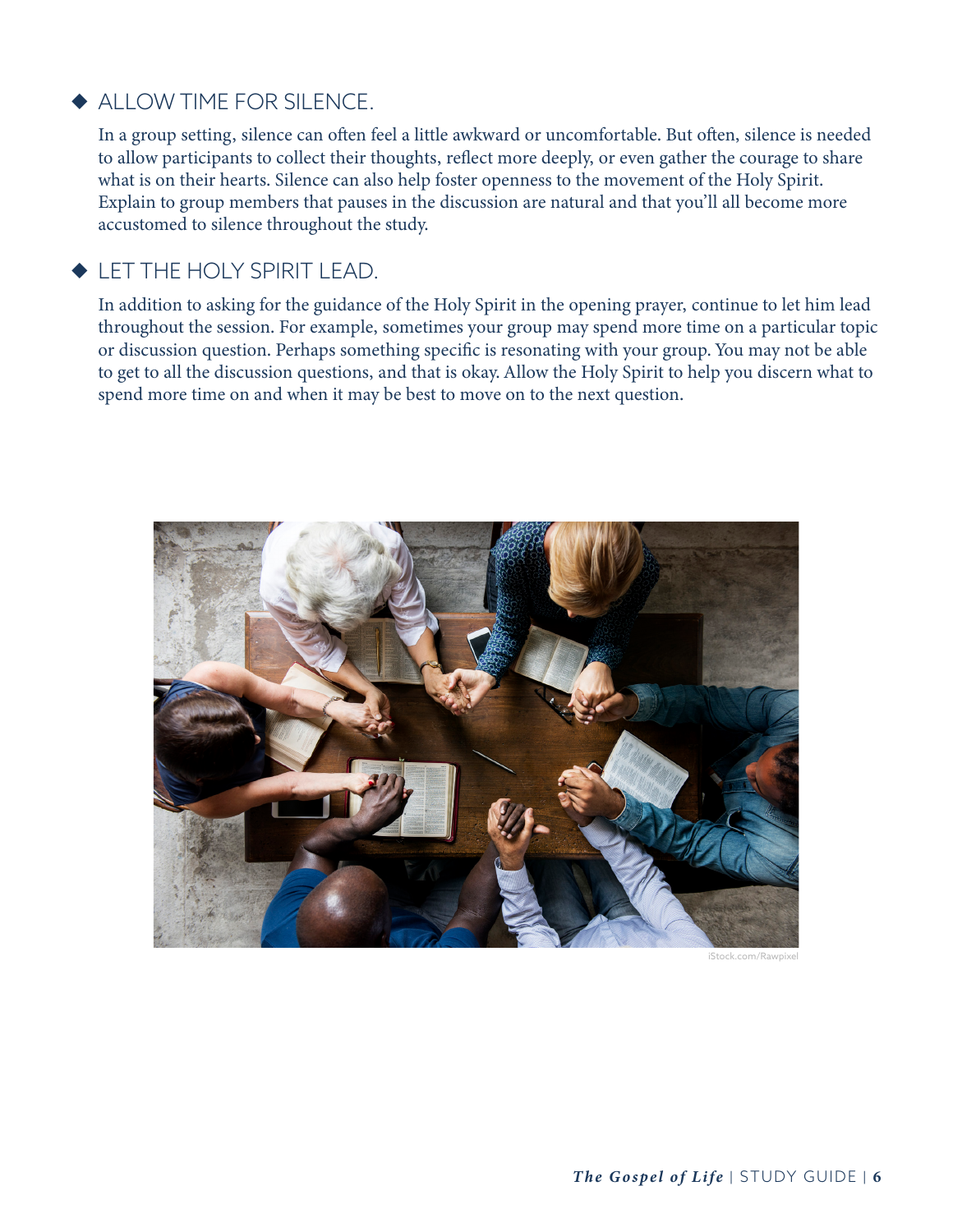## ◆ ALLOW TIME FOR SILENCE.

In a group setting, silence can often feel a little awkward or uncomfortable. But often, silence is needed to allow participants to collect their thoughts, reflect more deeply, or even gather the courage to share what is on their hearts. Silence can also help foster openness to the movement of the Holy Spirit. Explain to group members that pauses in the discussion are natural and that you'll all become more accustomed to silence throughout the study.

## ◆ LET THE HOLY SPIRIT LEAD.

In addition to asking for the guidance of the Holy Spirit in the opening prayer, continue to let him lead throughout the session. For example, sometimes your group may spend more time on a particular topic or discussion question. Perhaps something specific is resonating with your group. You may not be able to get to all the discussion questions, and that is okay. Allow the Holy Spirit to help you discern what to spend more time on and when it may be best to move on to the next question.

iStock.com/Rawpixel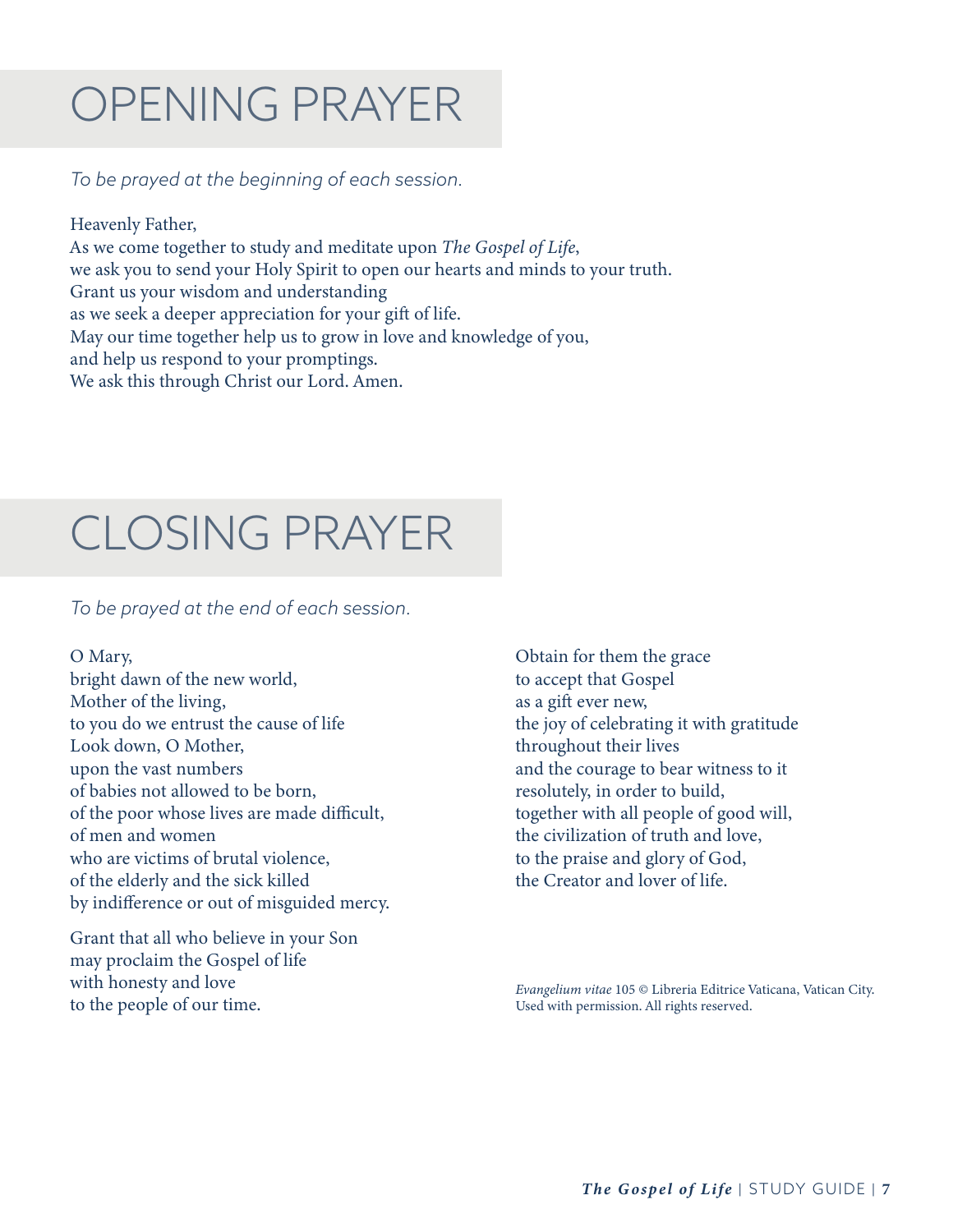# OPENING PRAYER

*To be prayed at the beginning of each session.*

Heavenly Father,  
As we come together to study and meditate upon *The Gospel of Life*,  
we ask you to send your Holy Spirit to open our hearts and minds to your truth.  
Grant us your wisdom and understanding  
as we seek a deeper appreciation for your gift of life.  
May our time together help us to grow in love and knowledge of you,  
and help us respond to your promptings.  
We ask this through Christ our Lord. Amen.

# CLOSING PRAYER

*To be prayed at the end of each session.*

O Mary,  
bright dawn of the new world,  
Mother of the living,  
to you do we entrust the cause of life  
Look down, O Mother,  
upon the vast numbers  
of babies not allowed to be born,  
of the poor whose lives are made difficult,  
of men and women  
who are victims of brutal violence,  
of the elderly and the sick killed  
by indifference or out of misguided mercy.

Grant that all who believe in your Son  
may proclaim the Gospel of life  
with honesty and love  
to the people of our time.

Obtain for them the grace  
to accept that Gospel  
as a gift ever new,  
the joy of celebrating it with gratitude  
throughout their lives  
and the courage to bear witness to it  
resolutely, in order to build,  
together with all people of good will,  
the civilization of truth and love,  
to the praise and glory of God,  
the Creator and lover of life.

*Evangelium vitae* 105 © Libreria Editrice Vaticana, Vatican City. Used with permission. All rights reserved.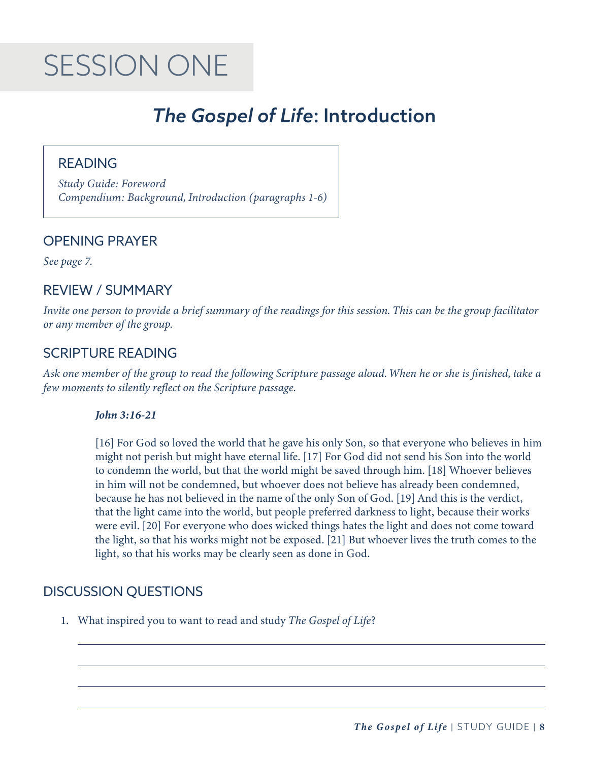# SESSION ONE

## *The Gospel of Life*: Introduction

### READING

*Study Guide: Foreword*
*Compendium: Background, Introduction (paragraphs 1-6)*

### OPENING PRAYER

*See page 7.*

### REVIEW / SUMMARY

*Invite one person to provide a brief summary of the readings for this session. This can be the group facilitator or any member of the group.*

### SCRIPTURE READING

*Ask one member of the group to read the following Scripture passage aloud. When he or she is finished, take a few moments to silently reflect on the Scripture passage.*

***John 3:16-21***

[16] For God so loved the world that he gave his only Son, so that everyone who believes in him might not perish but might have eternal life. [17] For God did not send his Son into the world to condemn the world, but that the world might be saved through him. [18] Whoever believes in him will not be condemned, but whoever does not believe has already been condemned, because he has not believed in the name of the only Son of God. [19] And this is the verdict, that the light came into the world, but people preferred darkness to light, because their works were evil. [20] For everyone who does wicked things hates the light and does not come toward the light, so that his works might not be exposed. [21] But whoever lives the truth comes to the light, so that his works may be clearly seen as done in God.

### DISCUSSION QUESTIONS

1. What inspired you to want to read and study *The Gospel of Life*?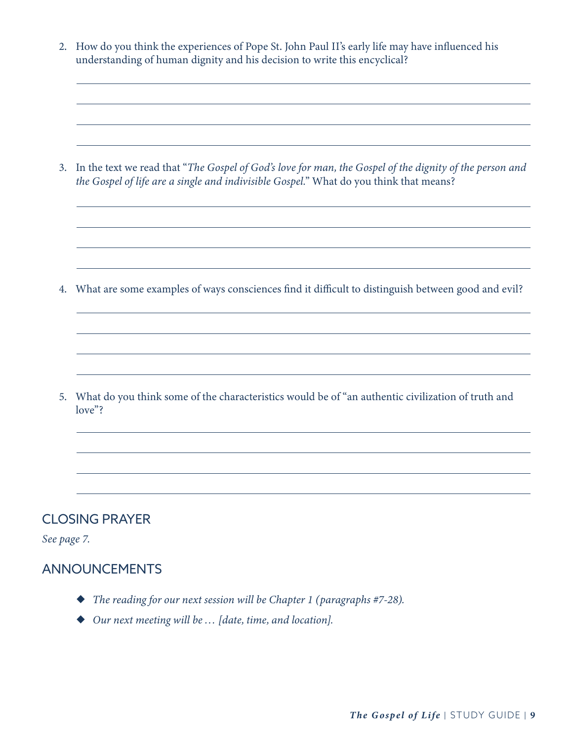2. How do you think the experiences of Pope St. John Paul II's early life may have influenced his understanding of human dignity and his decision to write this encyclical?

3. In the text we read that "*The Gospel of God's love for man, the Gospel of the dignity of the person and the Gospel of life are a single and indivisible Gospel.*" What do you think that means?

4. What are some examples of ways consciences find it difficult to distinguish between good and evil?

5. What do you think some of the characteristics would be of "an authentic civilization of truth and love"?

## CLOSING PRAYER

*See page 7.*

## ANNOUNCEMENTS

- *The reading for our next session will be Chapter 1 (paragraphs #7-28).*
- *Our next meeting will be … [date, time, and location].*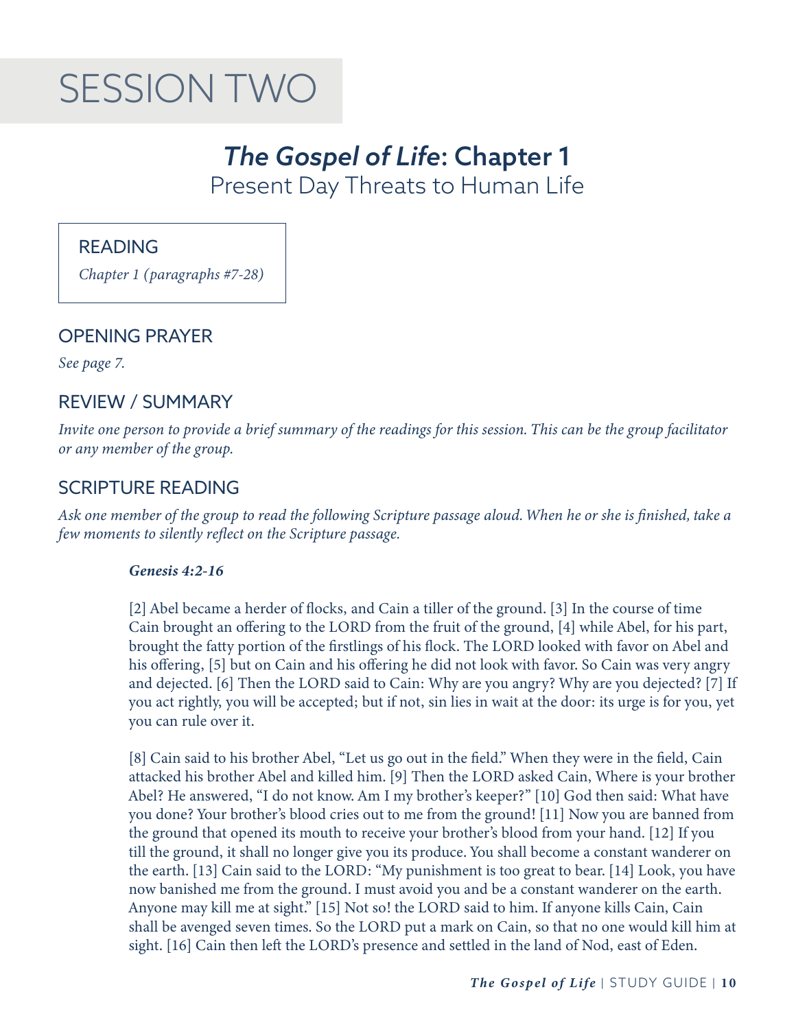# SESSION TWO

## *The Gospel of Life*: Chapter 1

Present Day Threats to Human Life

### READING

*Chapter 1 (paragraphs #7-28)*

### OPENING PRAYER

*See page 7.*

### REVIEW / SUMMARY

*Invite one person to provide a brief summary of the readings for this session. This can be the group facilitator or any member of the group.*

### SCRIPTURE READING

*Ask one member of the group to read the following Scripture passage aloud. When he or she is finished, take a few moments to silently reflect on the Scripture passage.*

***Genesis 4:2-16***

[2] Abel became a herder of flocks, and Cain a tiller of the ground. [3] In the course of time Cain brought an offering to the LORD from the fruit of the ground, [4] while Abel, for his part, brought the fatty portion of the firstlings of his flock. The LORD looked with favor on Abel and his offering, [5] but on Cain and his offering he did not look with favor. So Cain was very angry and dejected. [6] Then the LORD said to Cain: Why are you angry? Why are you dejected? [7] If you act rightly, you will be accepted; but if not, sin lies in wait at the door: its urge is for you, yet you can rule over it.

[8] Cain said to his brother Abel, "Let us go out in the field." When they were in the field, Cain attacked his brother Abel and killed him. [9] Then the LORD asked Cain, Where is your brother Abel? He answered, "I do not know. Am I my brother's keeper?" [10] God then said: What have you done? Your brother's blood cries out to me from the ground! [11] Now you are banned from the ground that opened its mouth to receive your brother's blood from your hand. [12] If you till the ground, it shall no longer give you its produce. You shall become a constant wanderer on the earth. [13] Cain said to the LORD: "My punishment is too great to bear. [14] Look, you have now banished me from the ground. I must avoid you and be a constant wanderer on the earth. Anyone may kill me at sight." [15] Not so! the LORD said to him. If anyone kills Cain, Cain shall be avenged seven times. So the LORD put a mark on Cain, so that no one would kill him at sight. [16] Cain then left the LORD's presence and settled in the land of Nod, east of Eden.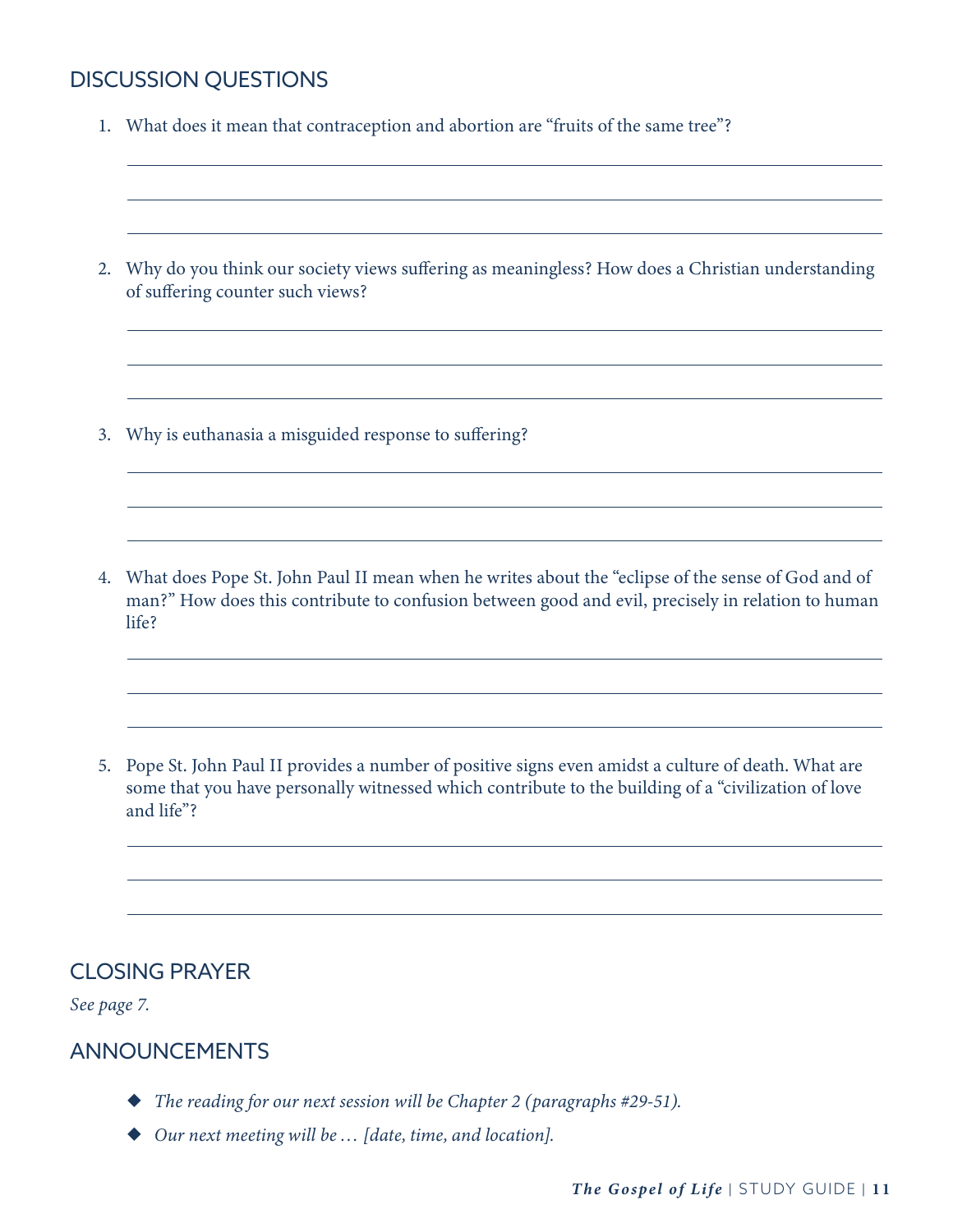## DISCUSSION QUESTIONS

1. What does it mean that contraception and abortion are "fruits of the same tree"?

2. Why do you think our society views suffering as meaningless? How does a Christian understanding of suffering counter such views?

3. Why is euthanasia a misguided response to suffering?

4. What does Pope St. John Paul II mean when he writes about the "eclipse of the sense of God and of man?" How does this contribute to confusion between good and evil, precisely in relation to human life?

5. Pope St. John Paul II provides a number of positive signs even amidst a culture of death. What are some that you have personally witnessed which contribute to the building of a "civilization of love and life"?

## CLOSING PRAYER

*See page 7.*

## ANNOUNCEMENTS

- *The reading for our next session will be Chapter 2 (paragraphs #29-51).*
- *Our next meeting will be … [date, time, and location].*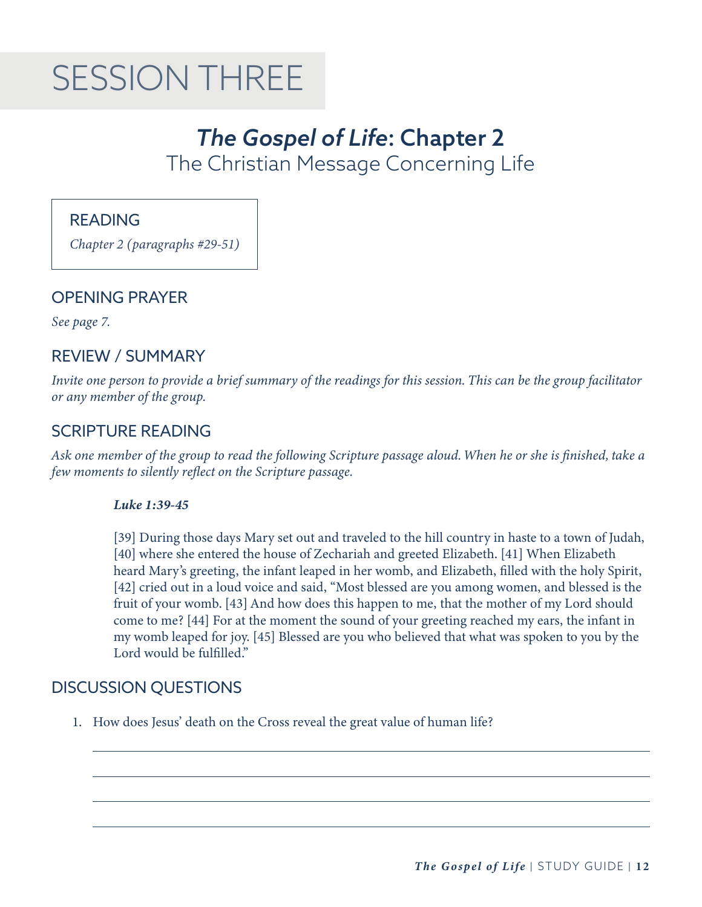# SESSION THREE

## *The Gospel of Life*: Chapter 2

The Christian Message Concerning Life

### READING

*Chapter 2 (paragraphs #29-51)*

### OPENING PRAYER

*See page 7.*

### REVIEW / SUMMARY

*Invite one person to provide a brief summary of the readings for this session. This can be the group facilitator or any member of the group.*

### SCRIPTURE READING

*Ask one member of the group to read the following Scripture passage aloud. When he or she is finished, take a few moments to silently reflect on the Scripture passage.*

> ***Luke 1:39-45***
>
> [39] During those days Mary set out and traveled to the hill country in haste to a town of Judah, [40] where she entered the house of Zechariah and greeted Elizabeth. [41] When Elizabeth heard Mary's greeting, the infant leaped in her womb, and Elizabeth, filled with the holy Spirit, [42] cried out in a loud voice and said, "Most blessed are you among women, and blessed is the fruit of your womb. [43] And how does this happen to me, that the mother of my Lord should come to me? [44] For at the moment the sound of your greeting reached my ears, the infant in my womb leaped for joy. [45] Blessed are you who believed that what was spoken to you by the Lord would be fulfilled."

### DISCUSSION QUESTIONS

1. How does Jesus' death on the Cross reveal the great value of human life?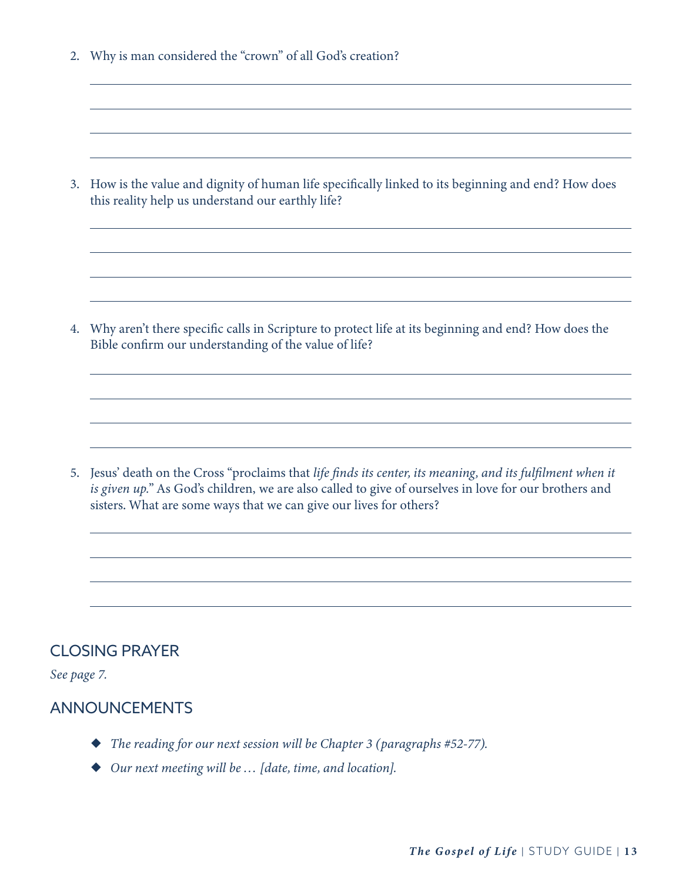2. Why is man considered the "crown" of all God's creation?

3. How is the value and dignity of human life specifically linked to its beginning and end? How does this reality help us understand our earthly life?

4. Why aren't there specific calls in Scripture to protect life at its beginning and end? How does the Bible confirm our understanding of the value of life?

5. Jesus' death on the Cross "proclaims that *life finds its center, its meaning, and its fulfilment when it is given up.*" As God's children, we are also called to give of ourselves in love for our brothers and sisters. What are some ways that we can give our lives for others?

## CLOSING PRAYER

*See page 7.*

## ANNOUNCEMENTS

- *The reading for our next session will be Chapter 3 (paragraphs #52-77).*
- *Our next meeting will be … [date, time, and location].*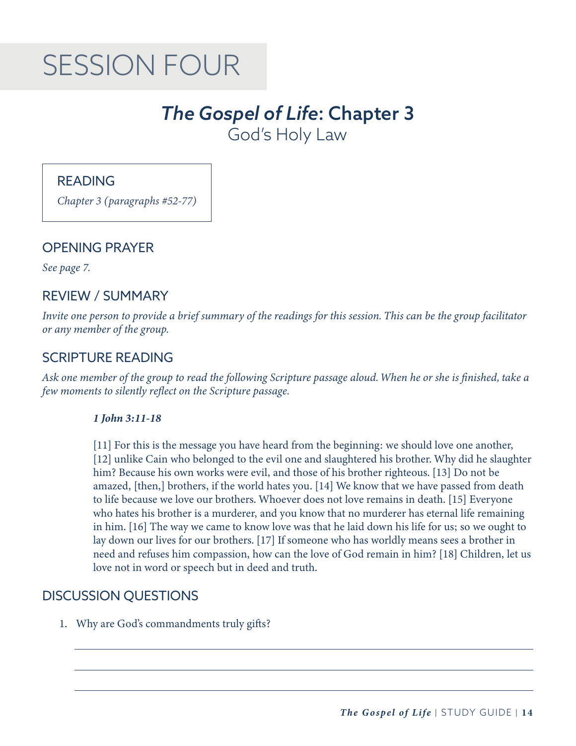# SESSION FOUR

## *The Gospel of Life*: Chapter 3

### God's Holy Law

### READING

*Chapter 3 (paragraphs #52-77)*

### OPENING PRAYER

*See page 7.*

### REVIEW / SUMMARY

*Invite one person to provide a brief summary of the readings for this session. This can be the group facilitator or any member of the group.*

### SCRIPTURE READING

*Ask one member of the group to read the following Scripture passage aloud. When he or she is finished, take a few moments to silently reflect on the Scripture passage.*

***1 John 3:11-18***

[11] For this is the message you have heard from the beginning: we should love one another, [12] unlike Cain who belonged to the evil one and slaughtered his brother. Why did he slaughter him? Because his own works were evil, and those of his brother righteous. [13] Do not be amazed, [then,] brothers, if the world hates you. [14] We know that we have passed from death to life because we love our brothers. Whoever does not love remains in death. [15] Everyone who hates his brother is a murderer, and you know that no murderer has eternal life remaining in him. [16] The way we came to know love was that he laid down his life for us; so we ought to lay down our lives for our brothers. [17] If someone who has worldly means sees a brother in need and refuses him compassion, how can the love of God remain in him? [18] Children, let us love not in word or speech but in deed and truth.

### DISCUSSION QUESTIONS

1. Why are God's commandments truly gifts?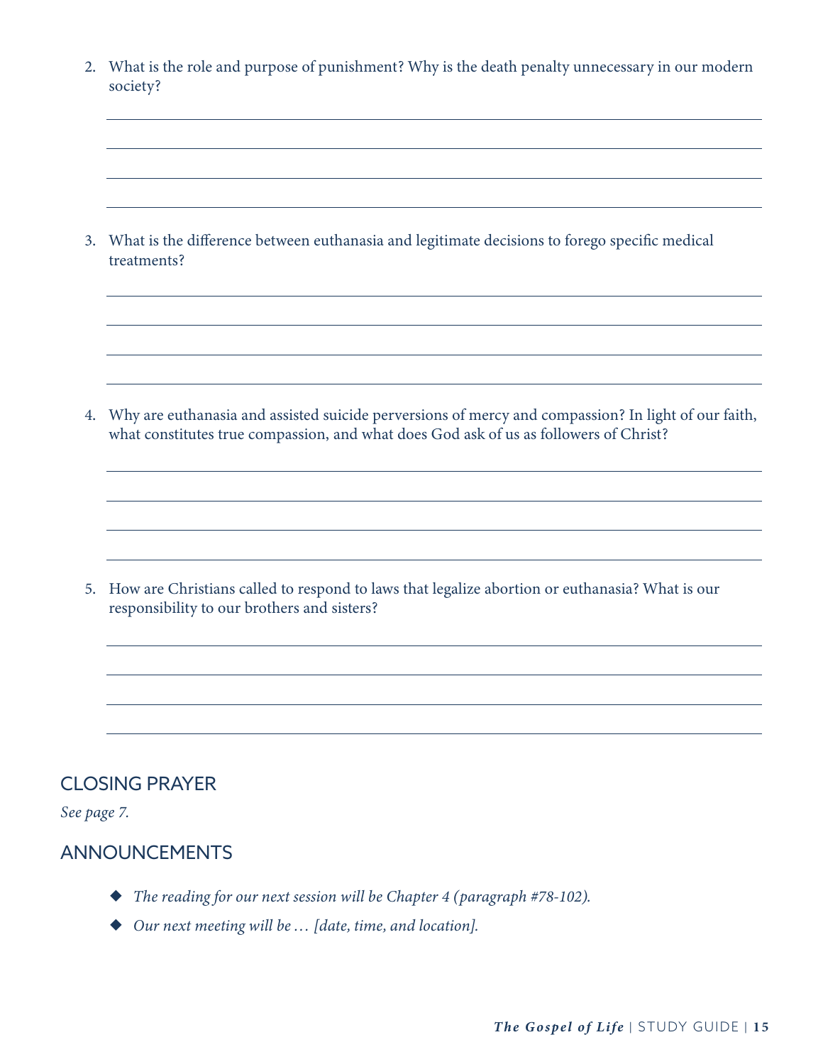2. What is the role and purpose of punishment? Why is the death penalty unnecessary in our modern society?

3. What is the difference between euthanasia and legitimate decisions to forego specific medical treatments?

4. Why are euthanasia and assisted suicide perversions of mercy and compassion? In light of our faith, what constitutes true compassion, and what does God ask of us as followers of Christ?

5. How are Christians called to respond to laws that legalize abortion or euthanasia? What is our responsibility to our brothers and sisters?

## CLOSING PRAYER

*See page 7.*

## ANNOUNCEMENTS

- *The reading for our next session will be Chapter 4 (paragraph #78-102).*
- *Our next meeting will be … [date, time, and location].*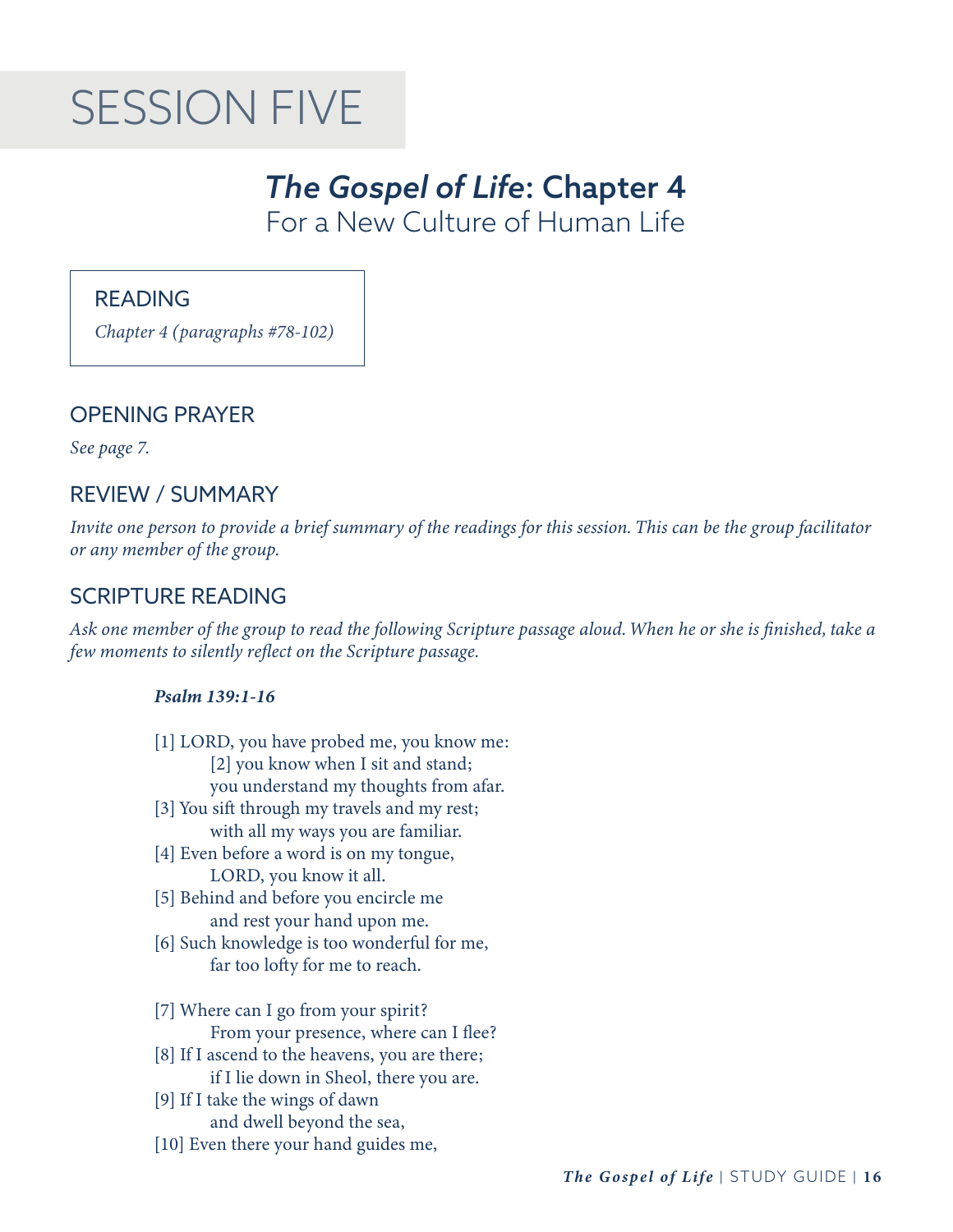# SESSION FIVE

## *The Gospel of Life*: Chapter 4

For a New Culture of Human Life

### READING

*Chapter 4 (paragraphs #78-102)*

### OPENING PRAYER

*See page 7.*

### REVIEW / SUMMARY

*Invite one person to provide a brief summary of the readings for this session. This can be the group facilitator or any member of the group.*

### SCRIPTURE READING

*Ask one member of the group to read the following Scripture passage aloud. When he or she is finished, take a few moments to silently reflect on the Scripture passage.*

***Psalm 139:1-16***

[1] LORD, you have probed me, you know me:
    [2] you know when I sit and stand;
    you understand my thoughts from afar.
[3] You sift through my travels and my rest;
    with all my ways you are familiar.
[4] Even before a word is on my tongue,
    LORD, you know it all.
[5] Behind and before you encircle me
    and rest your hand upon me.
[6] Such knowledge is too wonderful for me,
    far too lofty for me to reach.

[7] Where can I go from your spirit?
    From your presence, where can I flee?
[8] If I ascend to the heavens, you are there;
    if I lie down in Sheol, there you are.
[9] If I take the wings of dawn
    and dwell beyond the sea,
[10] Even there your hand guides me,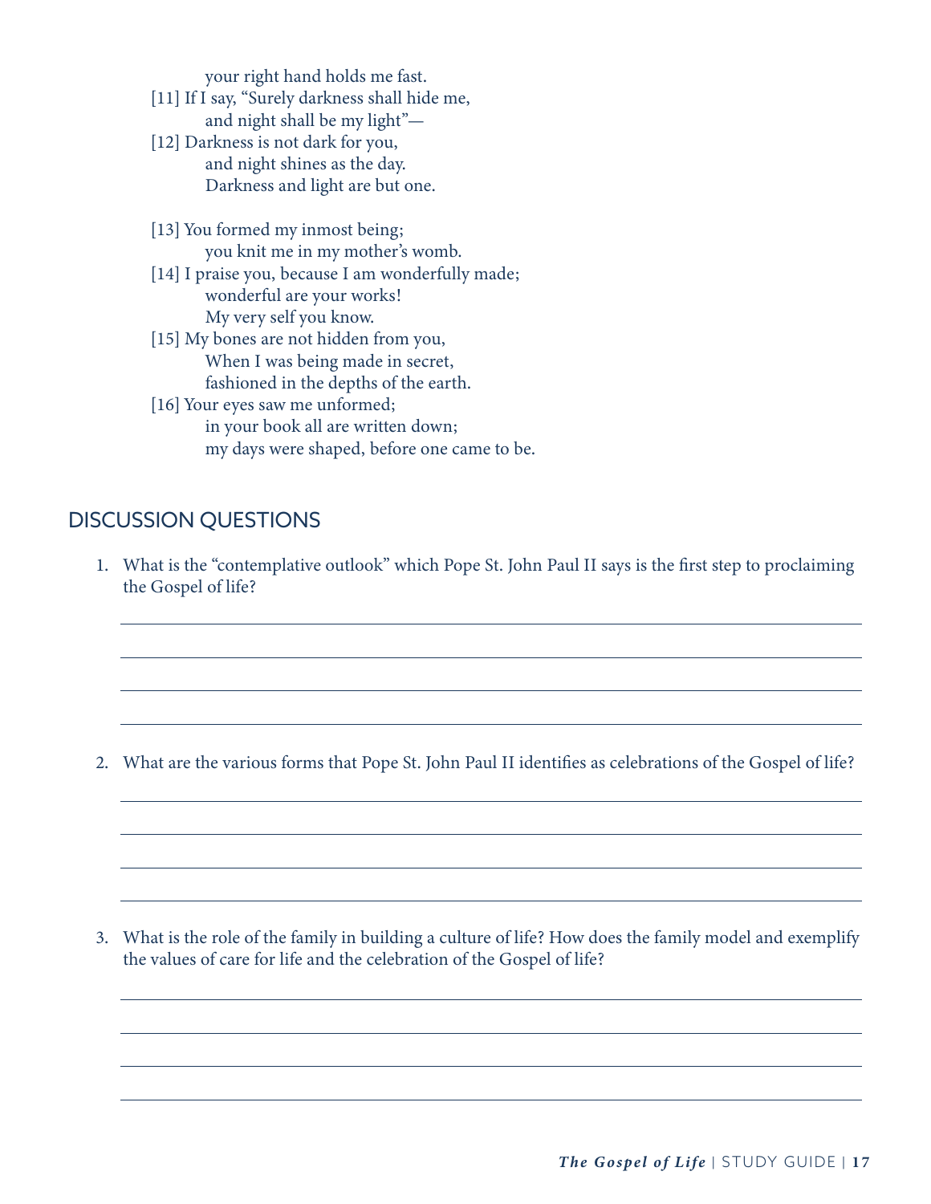your right hand holds me fast.
[11] If I say, "Surely darkness shall hide me,
and night shall be my light"—
[12] Darkness is not dark for you,
and night shines as the day.
Darkness and light are but one.

[13] You formed my inmost being;
you knit me in my mother's womb.
[14] I praise you, because I am wonderfully made;
wonderful are your works!
My very self you know.
[15] My bones are not hidden from you,
When I was being made in secret,
fashioned in the depths of the earth.
[16] Your eyes saw me unformed;
in your book all are written down;
my days were shaped, before one came to be.

## DISCUSSION QUESTIONS

1. What is the "contemplative outlook" which Pope St. John Paul II says is the first step to proclaiming the Gospel of life?

2. What are the various forms that Pope St. John Paul II identifies as celebrations of the Gospel of life?

3. What is the role of the family in building a culture of life? How does the family model and exemplify the values of care for life and the celebration of the Gospel of life?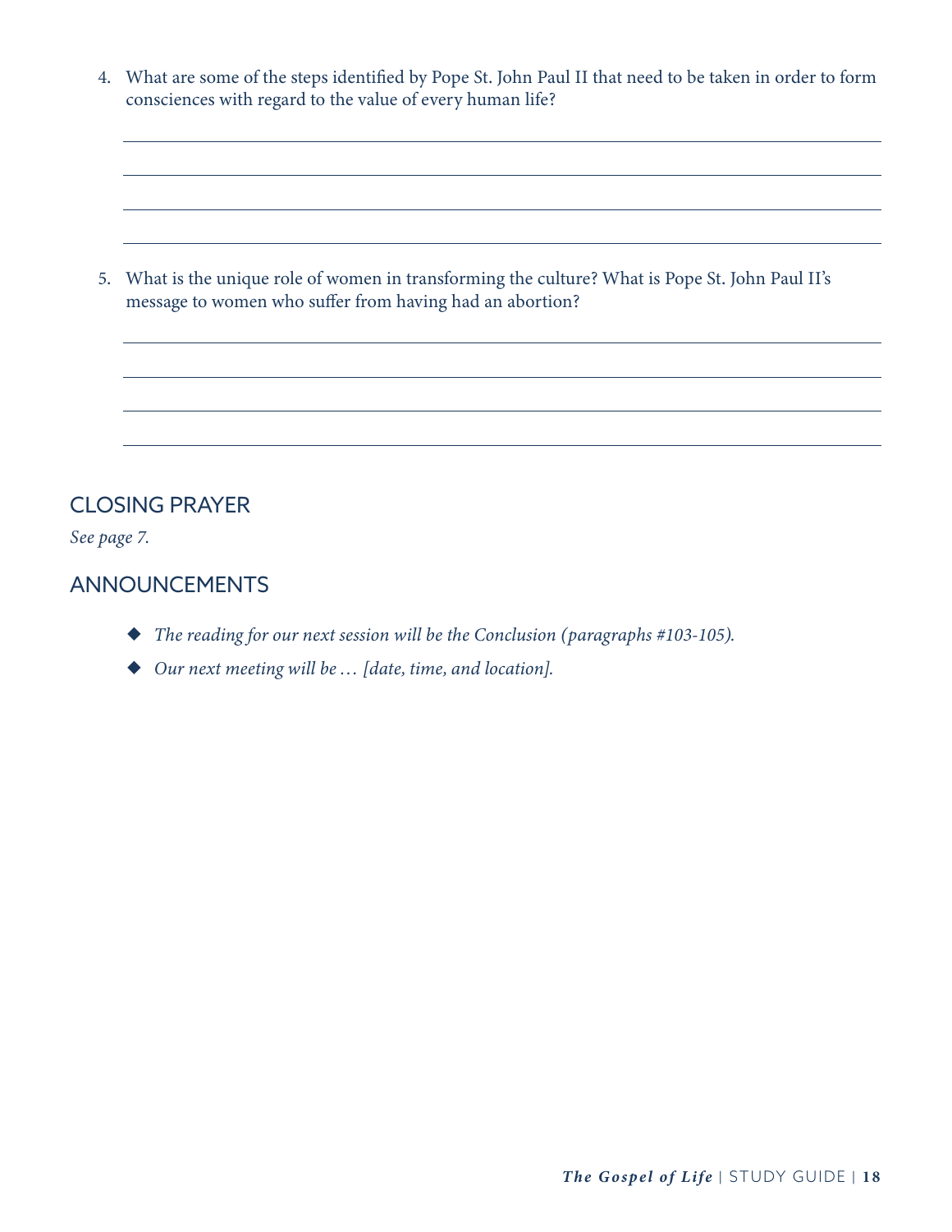4. What are some of the steps identified by Pope St. John Paul II that need to be taken in order to form consciences with regard to the value of every human life?

5. What is the unique role of women in transforming the culture? What is Pope St. John Paul II's message to women who suffer from having had an abortion?

## CLOSING PRAYER

*See page 7.*

## ANNOUNCEMENTS

- *The reading for our next session will be the Conclusion (paragraphs #103-105).*
- *Our next meeting will be … [date, time, and location].*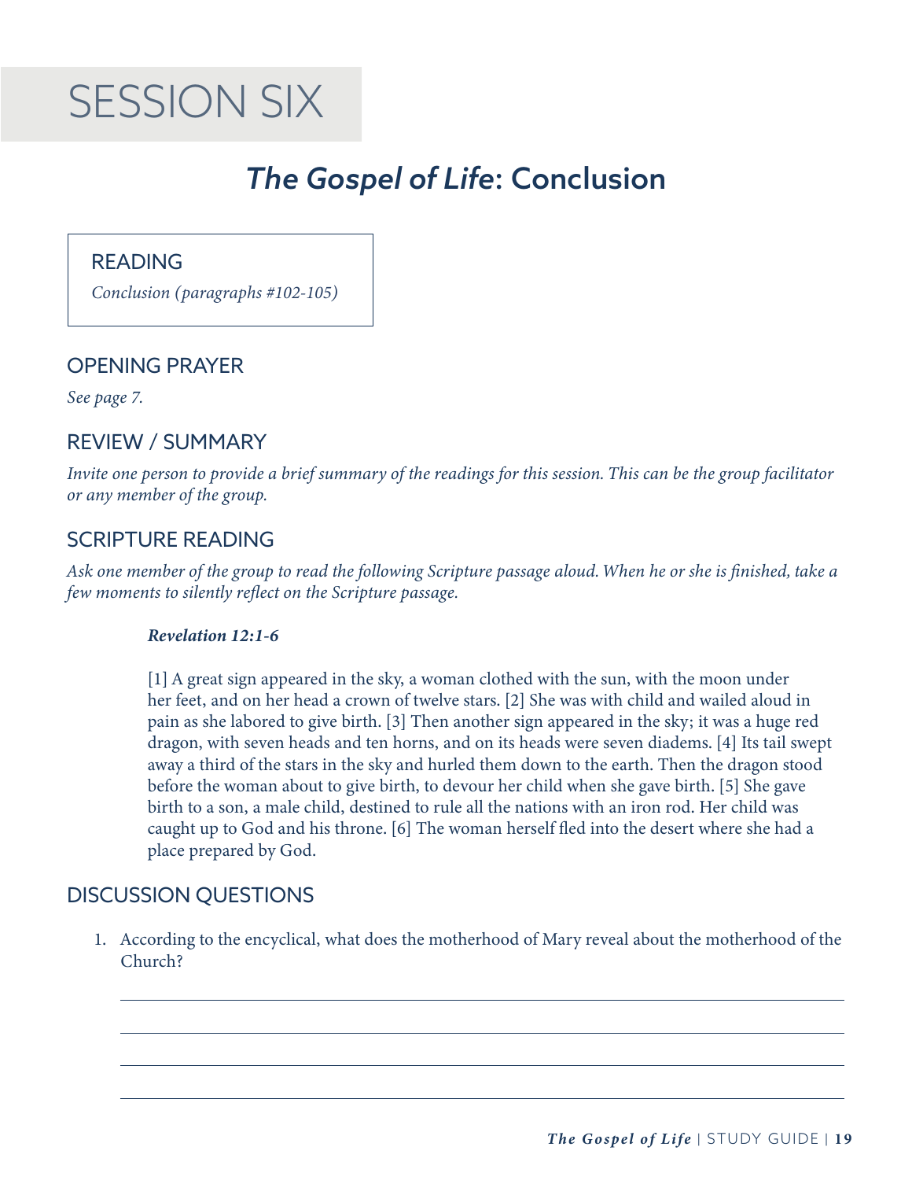# SESSION SIX

## *The Gospel of Life*: Conclusion

### READING

*Conclusion (paragraphs #102-105)*

### OPENING PRAYER

*See page 7.*

### REVIEW / SUMMARY

*Invite one person to provide a brief summary of the readings for this session. This can be the group facilitator or any member of the group.*

### SCRIPTURE READING

*Ask one member of the group to read the following Scripture passage aloud. When he or she is finished, take a few moments to silently reflect on the Scripture passage.*

***Revelation 12:1-6***

[1] A great sign appeared in the sky, a woman clothed with the sun, with the moon under her feet, and on her head a crown of twelve stars. [2] She was with child and wailed aloud in pain as she labored to give birth. [3] Then another sign appeared in the sky; it was a huge red dragon, with seven heads and ten horns, and on its heads were seven diadems. [4] Its tail swept away a third of the stars in the sky and hurled them down to the earth. Then the dragon stood before the woman about to give birth, to devour her child when she gave birth. [5] She gave birth to a son, a male child, destined to rule all the nations with an iron rod. Her child was caught up to God and his throne. [6] The woman herself fled into the desert where she had a place prepared by God.

### DISCUSSION QUESTIONS

1. According to the encyclical, what does the motherhood of Mary reveal about the motherhood of the Church?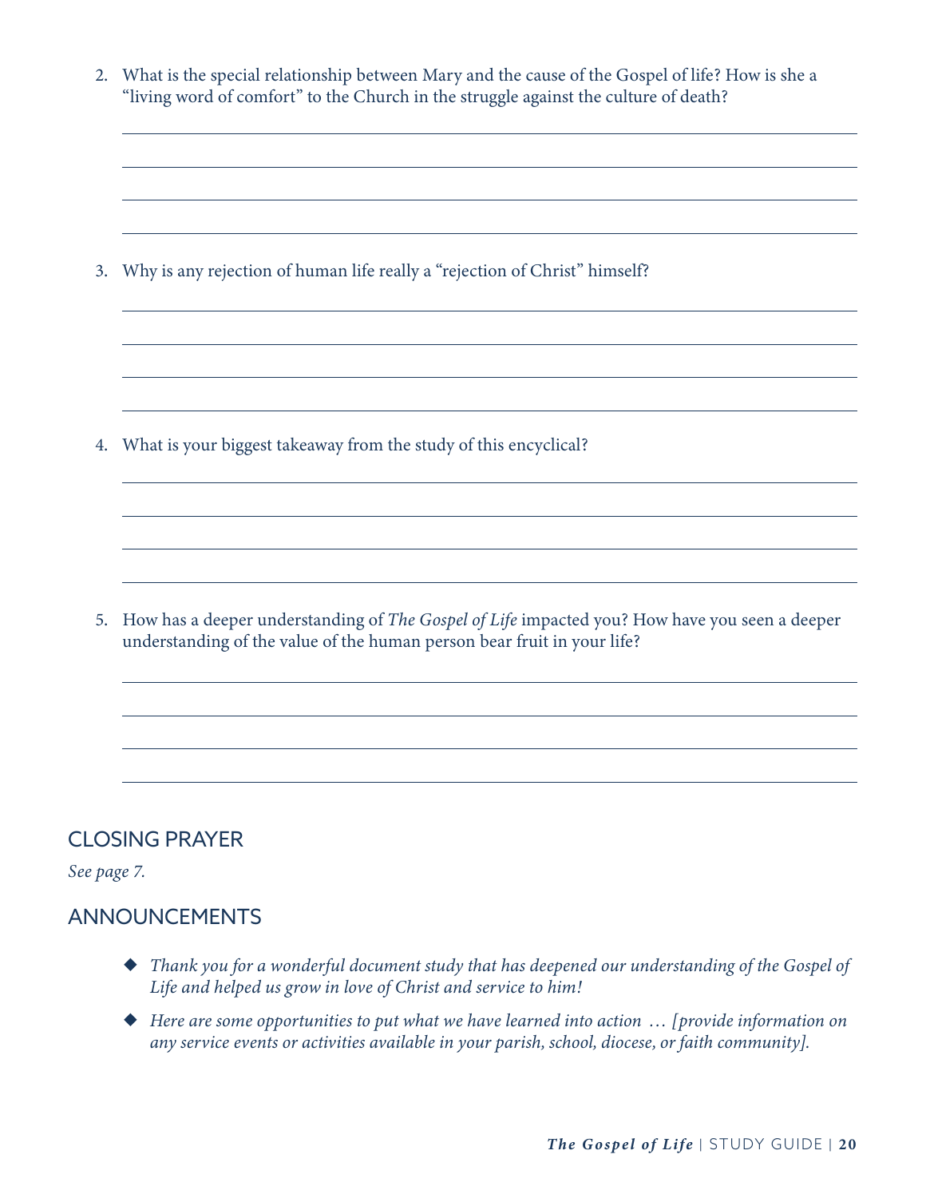2. What is the special relationship between Mary and the cause of the Gospel of life? How is she a "living word of comfort" to the Church in the struggle against the culture of death?

3. Why is any rejection of human life really a "rejection of Christ" himself?

4. What is your biggest takeaway from the study of this encyclical?

5. How has a deeper understanding of *The Gospel of Life* impacted you? How have you seen a deeper understanding of the value of the human person bear fruit in your life?

## CLOSING PRAYER

*See page 7.*

## ANNOUNCEMENTS

- *Thank you for a wonderful document study that has deepened our understanding of the Gospel of Life and helped us grow in love of Christ and service to him!*
- *Here are some opportunities to put what we have learned into action … [provide information on any service events or activities available in your parish, school, diocese, or faith community].*